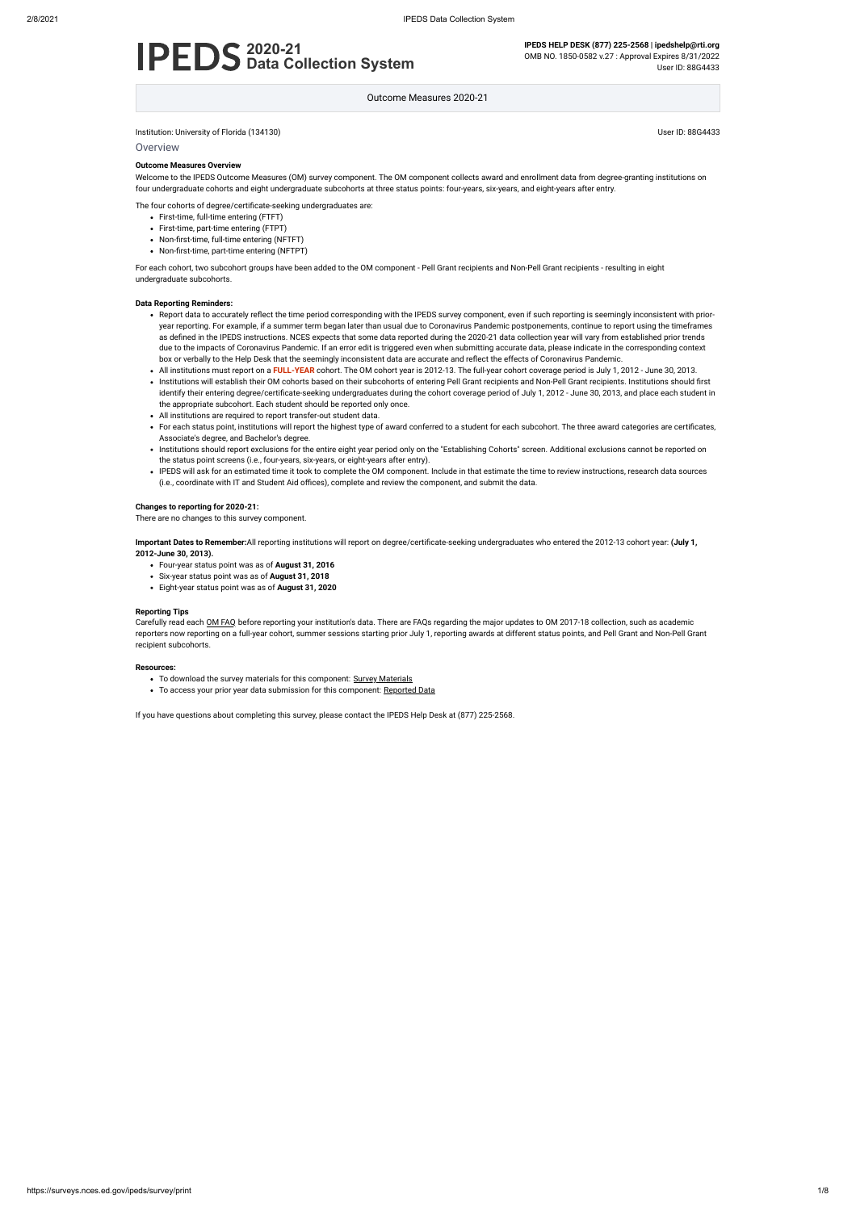# IPEDS 2020-21 Data Collection System

**IPEDS HELP DESK (877) 225-2568 | ipedshelp@rti.org**
OMB NO. 1850-0582 v.27 : Approval Expires 8/31/2022
User ID: 88G4433

Outcome Measures 2020-21

Institution: University of Florida (134130)

User ID: 88G4433

## Overview

### Outcome Measures Overview

Welcome to the IPEDS Outcome Measures (OM) survey component. The OM component collects award and enrollment data from degree-granting institutions on four undergraduate cohorts and eight undergraduate subcohorts at three status points: four-years, six-years, and eight-years after entry.

The four cohorts of degree/certificate-seeking undergraduates are:

- First-time, full-time entering (FTFT)
- First-time, part-time entering (FTPT)
- Non-first-time, full-time entering (NFTFT)
- Non-first-time, part-time entering (NFTPT)

For each cohort, two subcohort groups have been added to the OM component - Pell Grant recipients and Non-Pell Grant recipients - resulting in eight undergraduate subcohorts.

### Data Reporting Reminders:

- Report data to accurately reflect the time period corresponding with the IPEDS survey component, even if such reporting is seemingly inconsistent with prior-year reporting. For example, if a summer term began later than usual due to Coronavirus Pandemic postponements, continue to report using the timeframes as defined in the IPEDS instructions. NCES expects that some data reported during the 2020-21 data collection year will vary from established prior trends due to the impacts of Coronavirus Pandemic. If an error edit is triggered even when submitting accurate data, please indicate in the corresponding context box or verbally to the Help Desk that the seemingly inconsistent data are accurate and reflect the effects of Coronavirus Pandemic.
- All institutions must report on a **FULL-YEAR** cohort. The OM cohort year is 2012-13. The full-year cohort coverage period is July 1, 2012 - June 30, 2013.
- Institutions will establish their OM cohorts based on their subcohorts of entering Pell Grant recipients and Non-Pell Grant recipients. Institutions should first identify their entering degree/certificate-seeking undergraduates during the cohort coverage period of July 1, 2012 - June 30, 2013, and place each student in the appropriate subcohort. Each student should be reported only once.
- All institutions are required to report transfer-out student data.
- For each status point, institutions will report the highest type of award conferred to a student for each subcohort. The three award categories are certificates, Associate's degree, and Bachelor's degree.
- Institutions should report exclusions for the entire eight year period only on the "Establishing Cohorts" screen. Additional exclusions cannot be reported on the status point screens (i.e., four-years, six-years, or eight-years after entry).
- IPEDS will ask for an estimated time it took to complete the OM component. Include in that estimate the time to review instructions, research data sources (i.e., coordinate with IT and Student Aid offices), complete and review the component, and submit the data.

### Changes to reporting for 2020-21:

There are no changes to this survey component.

**Important Dates to Remember:** All reporting institutions will report on degree/certificate-seeking undergraduates who entered the 2012-13 cohort year: **(July 1, 2012-June 30, 2013).**

- Four-year status point was as of **August 31, 2016**
- Six-year status point was as of **August 31, 2018**
- Eight-year status point was as of **August 31, 2020**

### Reporting Tips

Carefully read each OM FAQ before reporting your institution's data. There are FAQs regarding the major updates to OM 2017-18 collection, such as academic reporters now reporting on a full-year cohort, summer sessions starting prior July 1, reporting awards at different status points, and Pell Grant and Non-Pell Grant recipient subcohorts.

### Resources:

- To download the survey materials for this component: Survey Materials
- To access your prior year data submission for this component: Reported Data

If you have questions about completing this survey, please contact the IPEDS Help Desk at (877) 225-2568.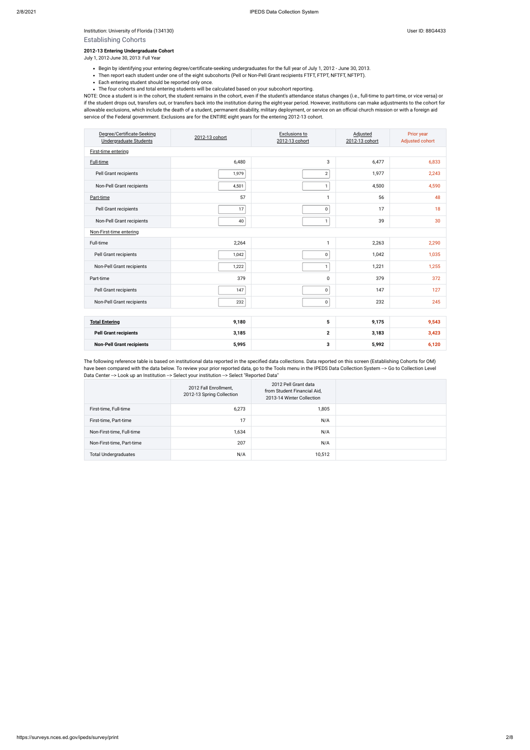Institution: University of Florida (134130)

User ID: 88G4433

## Establishing Cohorts

**2012-13 Entering Undergraduate Cohort**

July 1, 2012-June 30, 2013: Full Year

- Begin by identifying your entering degree/certificate-seeking undergraduates for the full year of July 1, 2012 - June 30, 2013.
- Then report each student under one of the eight subcohorts (Pell or Non-Pell Grant recipients FTFT, FTPT, NFTFT, NFTPT).
- Each entering student should be reported only once.
- The four cohorts and total entering students will be calculated based on your subcohort reporting.

NOTE: Once a student is in the cohort, the student remains in the cohort, even if the student's attendance status changes (i.e., full-time to part-time, or vice versa) or if the student drops out, transfers out, or transfers back into the institution during the eight-year period. However, institutions can make adjustments to the cohort for allowable exclusions, which include the death of a student, permanent disability, military deployment, or service on an official church mission or with a foreign aid service of the Federal government. Exclusions are for the ENTIRE eight years for the entering 2012-13 cohort.

| Degree/Certificate-Seeking Undergraduate Students | 2012-13 cohort | Exclusions to 2012-13 cohort | Adjusted 2012-13 cohort | Prior year Adjusted cohort |
|---|---|---|---|---|
| First-time entering | | | | |
| Full-time | 6,480 | 3 | 6,477 | 6,833 |
| Pell Grant recipients | 1,979 | 2 | 1,977 | 2,243 |
| Non-Pell Grant recipients | 4,501 | 1 | 4,500 | 4,590 |
| Part-time | 57 | 1 | 56 | 48 |
| Pell Grant recipients | 17 | 0 | 17 | 18 |
| Non-Pell Grant recipients | 40 | 1 | 39 | 30 |
| Non-First-time entering | | | | |
| Full-time | 2,264 | 1 | 2,263 | 2,290 |
| Pell Grant recipients | 1,042 | 0 | 1,042 | 1,035 |
| Non-Pell Grant recipients | 1,222 | 1 | 1,221 | 1,255 |
| Part-time | 379 | 0 | 379 | 372 |
| Pell Grant recipients | 147 | 0 | 147 | 127 |
| Non-Pell Grant recipients | 232 | 0 | 232 | 245 |
| **Total Entering** | **9,180** | **5** | **9,175** | **9,543** |
| **Pell Grant recipients** | **3,185** | **2** | **3,183** | **3,423** |
| **Non-Pell Grant recipients** | **5,995** | **3** | **5,992** | **6,120** |

The following reference table is based on institutional data reported in the specified data collections. Data reported on this screen (Establishing Cohorts for OM) have been compared with the data below. To review your prior reported data, go to the Tools menu in the IPEDS Data Collection System --> Go to Collection Level Data Center --> Look up an Institution --> Select your institution --> Select "Reported Data"

| | 2012 Fall Enrollment, 2012-13 Spring Collection | 2012 Pell Grant data from Student Financial Aid, 2013-14 Winter Collection | |
|---|---|---|---|
| First-time, Full-time | 6,273 | 1,805 | |
| First-time, Part-time | 17 | N/A | |
| Non-First-time, Full-time | 1,634 | N/A | |
| Non-First-time, Part-time | 207 | N/A | |
| Total Undergraduates | N/A | 10,512 | |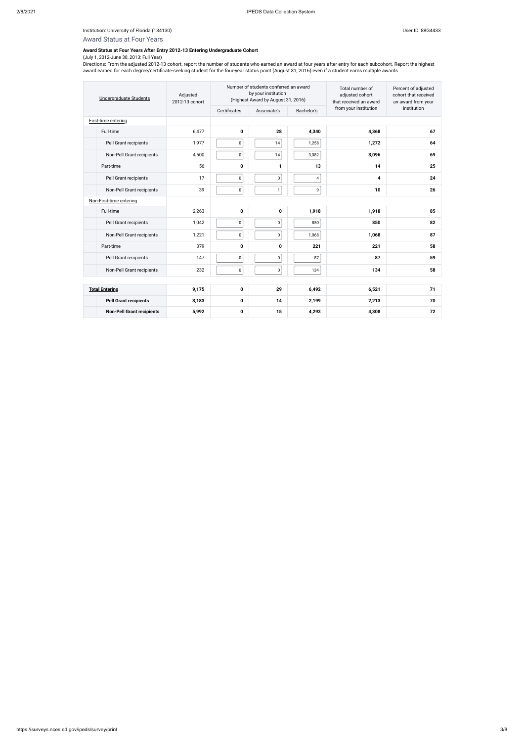Institution: University of Florida (134130)

User ID: 88G4433

## Award Status at Four Years

### Award Status at Four Years After Entry 2012-13 Entering Undergraduate Cohort

(July 1, 2012-June 30, 2013: Full Year)

Directions: From the adjusted 2012-13 cohort, report the number of students who earned an award at four years after entry for each subcohort. Report the highest award earned for each degree/certificate-seeking student for the four-year status point (August 31, 2016) even if a student earns multiple awards.

| Undergraduate Students | | Adjusted 2012-13 cohort | Number of students conferred an award by your institution (Highest Award by August 31, 2016) | | | Total number of adjusted cohort that received an award from your institution | Percent of adjusted cohort that received an award from your institution |
|---|---|---|---|---|---|---|---|
| | | | Certificates | Associate's | Bachelor's | | |
| First-time entering | | | | | | | |
| | Full-time | 6,477 | **0** | **28** | **4,340** | **4,368** | **67** |
| | Pell Grant recipients | 1,977 | 0 | 14 | 1,258 | **1,272** | **64** |
| | Non-Pell Grant recipients | 4,500 | 0 | 14 | 3,082 | **3,096** | **69** |
| | Part-time | 56 | **0** | **1** | **13** | **14** | **25** |
| | Pell Grant recipients | 17 | 0 | 0 | 4 | **4** | **24** |
| | Non-Pell Grant recipients | 39 | 0 | 1 | 9 | **10** | **26** |
| Non-First-time entering | | | | | | | |
| | Full-time | 2,263 | **0** | **0** | **1,918** | **1,918** | **85** |
| | Pell Grant recipients | 1,042 | 0 | 0 | 850 | **850** | **82** |
| | Non-Pell Grant recipients | 1,221 | 0 | 0 | 1,068 | **1,068** | **87** |
| | Part-time | 379 | **0** | **0** | **221** | **221** | **58** |
| | Pell Grant recipients | 147 | 0 | 0 | 87 | **87** | **59** |
| | Non-Pell Grant recipients | 232 | 0 | 0 | 134 | **134** | **58** |
| **Total Entering** | | **9,175** | **0** | **29** | **6,492** | **6,521** | **71** |
| | **Pell Grant recipients** | **3,183** | **0** | **14** | **2,199** | **2,213** | **70** |
| | **Non-Pell Grant recipients** | **5,992** | **0** | **15** | **4,293** | **4,308** | **72** |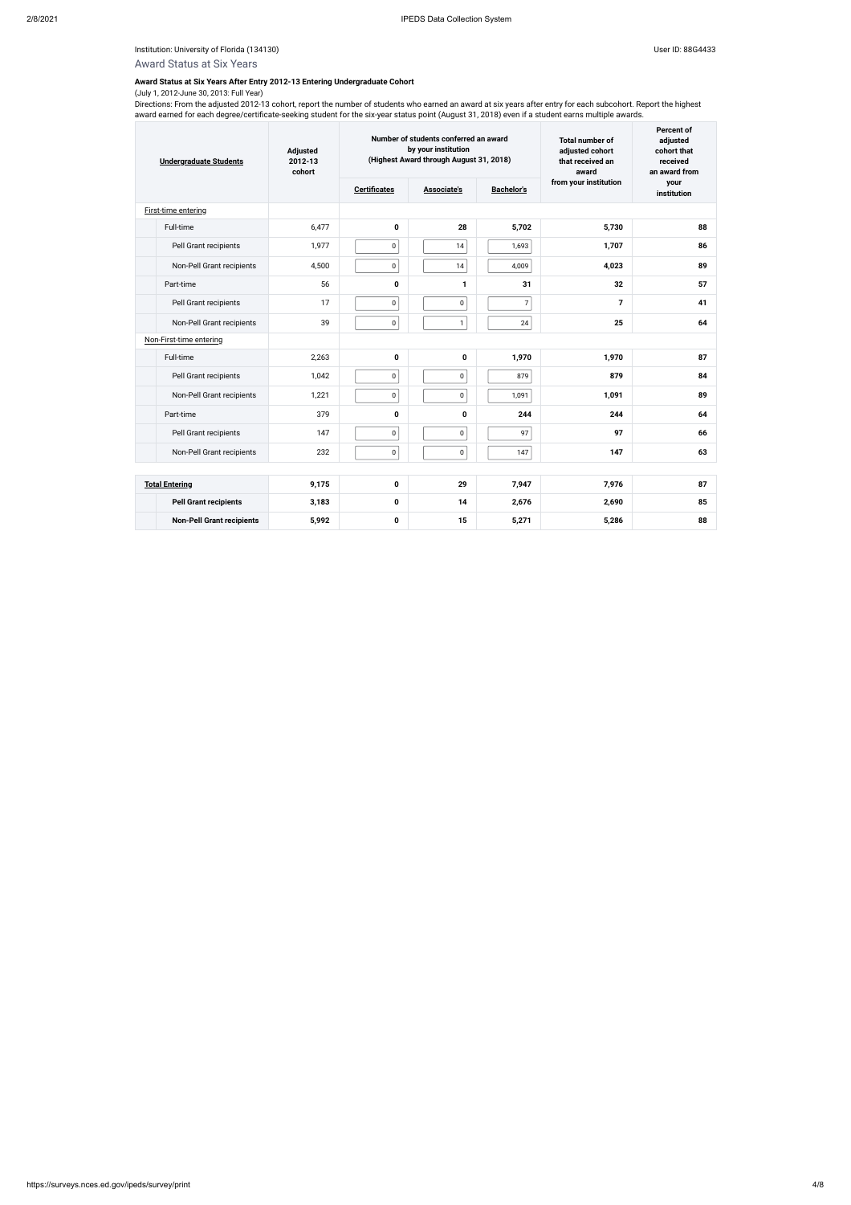Institution: University of Florida (134130)

User ID: 88G4433

## Award Status at Six Years

**Award Status at Six Years After Entry 2012-13 Entering Undergraduate Cohort**

(July 1, 2012-June 30, 2013: Full Year)

Directions: From the adjusted 2012-13 cohort, report the number of students who earned an award at six years after entry for each subcohort. Report the highest award earned for each degree/certificate-seeking student for the six-year status point (August 31, 2018) even if a student earns multiple awards.

| Undergraduate Students | | Adjusted 2012-13 cohort | Number of students conferred an award by your institution (Highest Award through August 31, 2018) | | | Total number of adjusted cohort that received an award from your institution | Percent of adjusted cohort that received an award from your institution |
|---|---|---|---|---|---|---|---|
| | | | Certificates | Associate's | Bachelor's | | |
| First-time entering | | | | | | | |
| | Full-time | 6,477 | **0** | **28** | **5,702** | **5,730** | **88** |
| | Pell Grant recipients | 1,977 | 0 | 14 | 1,693 | **1,707** | **86** |
| | Non-Pell Grant recipients | 4,500 | 0 | 14 | 4,009 | **4,023** | **89** |
| | Part-time | 56 | **0** | **1** | **31** | **32** | **57** |
| | Pell Grant recipients | 17 | 0 | 0 | 7 | **7** | **41** |
| | Non-Pell Grant recipients | 39 | 0 | 1 | 24 | **25** | **64** |
| Non-First-time entering | | | | | | | |
| | Full-time | 2,263 | **0** | **0** | **1,970** | **1,970** | **87** |
| | Pell Grant recipients | 1,042 | 0 | 0 | 879 | **879** | **84** |
| | Non-Pell Grant recipients | 1,221 | 0 | 0 | 1,091 | **1,091** | **89** |
| | Part-time | 379 | **0** | **0** | **244** | **244** | **64** |
| | Pell Grant recipients | 147 | 0 | 0 | 97 | **97** | **66** |
| | Non-Pell Grant recipients | 232 | 0 | 0 | 147 | **147** | **63** |
| **Total Entering** | | **9,175** | **0** | **29** | **7,947** | **7,976** | **87** |
| | **Pell Grant recipients** | **3,183** | **0** | **14** | **2,676** | **2,690** | **85** |
| | **Non-Pell Grant recipients** | **5,992** | **0** | **15** | **5,271** | **5,286** | **88** |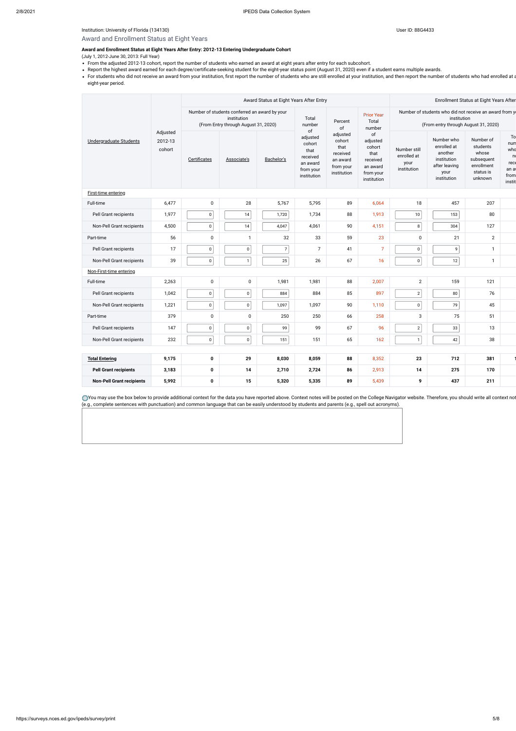Institution: University of Florida (134130)

User ID: 88G4433

## Award and Enrollment Status at Eight Years

**Award and Enrollment Status at Eight Years After Entry: 2012-13 Entering Undergraduate Cohort**

(July 1, 2012-June 30, 2013: Full Year)

- From the adjusted 2012-13 cohort, report the number of students who earned an award at eight years after entry for each subcohort.
- Report the highest award earned for each degree/certificate-seeking student for the eight-year status point (August 31, 2020) even if a student earns multiple awards.
- For students who did not receive an award from your institution, first report the number of students who are still enrolled at your institution, and then report the number of students who had enrolled at a eight-year period.

| Undergraduate Students | Adjusted 2012-13 cohort | Award Status at Eight Years After Entry: Number of students conferred an award by your institution (From Entry through August 31, 2020) | | | | | | Enrollment Status at Eight Years After: Number of students who did not receive an award from y institution (From entry through August 31, 2020) | | | |
|---|---|---|---|---|---|---|---|---|---|---|---|
| | | Certificates | Associate's | Bachelor's | Total number of adjusted cohort that received an award from your institution | Percent of adjusted cohort that received an award from your institution | Prior Year Total number of adjusted cohort that received an award from your institution | Number still enrolled at your institution | Number who enrolled at another institution after leaving your institution | Number of students whose subsequent enrollment status is unknown | To num who no rece an a from instit |
| First-time entering | | | | | | | | | | | |
| Full-time | 6,477 | 0 | 28 | 5,767 | 5,795 | 89 | 6,064 | 18 | 457 | 207 | |
| Pell Grant recipients | 1,977 | 0 | 14 | 1,720 | 1,734 | 88 | 1,913 | 10 | 153 | 80 | |
| Non-Pell Grant recipients | 4,500 | 0 | 14 | 4,047 | 4,061 | 90 | 4,151 | 8 | 304 | 127 | |
| Part-time | 56 | 0 | 1 | 32 | 33 | 59 | 23 | 0 | 21 | 2 | |
| Pell Grant recipients | 17 | 0 | 0 | 7 | 7 | 41 | 7 | 0 | 9 | 1 | |
| Non-Pell Grant recipients | 39 | 0 | 1 | 25 | 26 | 67 | 16 | 0 | 12 | 1 | |
| Non-First-time entering | | | | | | | | | | | |
| Full-time | 2,263 | 0 | 0 | 1,981 | 1,981 | 88 | 2,007 | 2 | 159 | 121 | |
| Pell Grant recipients | 1,042 | 0 | 0 | 884 | 884 | 85 | 897 | 2 | 80 | 76 | |
| Non-Pell Grant recipients | 1,221 | 0 | 0 | 1,097 | 1,097 | 90 | 1,110 | 0 | 79 | 45 | |
| Part-time | 379 | 0 | 0 | 250 | 250 | 66 | 258 | 3 | 75 | 51 | |
| Pell Grant recipients | 147 | 0 | 0 | 99 | 99 | 67 | 96 | 2 | 33 | 13 | |
| Non-Pell Grant recipients | 232 | 0 | 0 | 151 | 151 | 65 | 162 | 1 | 42 | 38 | |
| **Total Entering** | **9,175** | **0** | **29** | **8,030** | **8,059** | **88** | 8,352 | **23** | **712** | **381** | **1** |
| **Pell Grant recipients** | **3,183** | **0** | **14** | **2,710** | **2,724** | **86** | 2,913 | **14** | **275** | **170** | |
| **Non-Pell Grant recipients** | **5,992** | **0** | **15** | **5,320** | **5,335** | **89** | 5,439 | **9** | **437** | **211** | |

You may use the box below to provide additional context for the data you have reported above. Context notes will be posted on the College Navigator website. Therefore, you should write all context not (e.g., complete sentences with punctuation) and common language that can be easily understood by students and parents (e.g., spell out acronyms).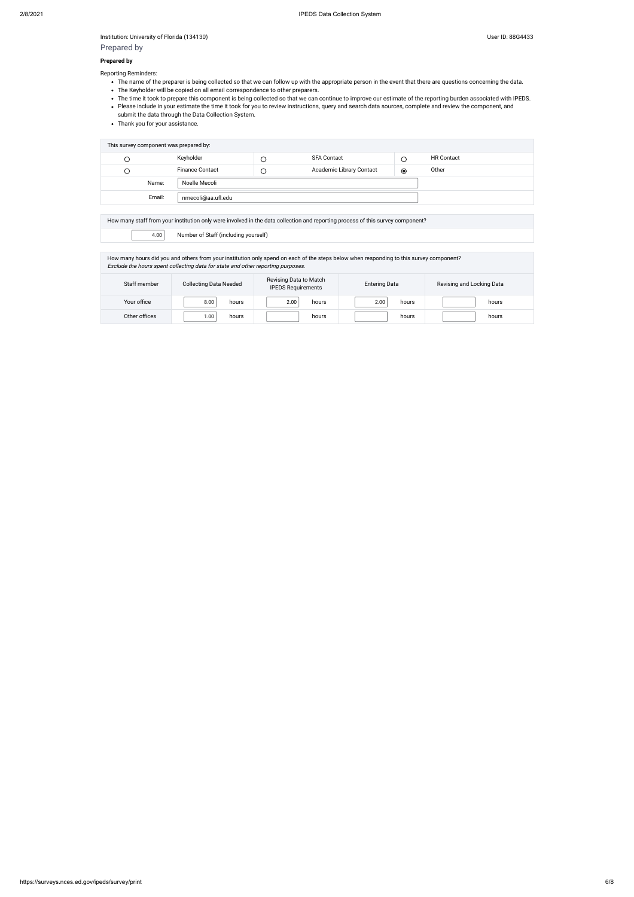Institution: University of Florida (134130)

User ID: 88G4433

## Prepared by

**Prepared by**

Reporting Reminders:

- The name of the preparer is being collected so that we can follow up with the appropriate person in the event that there are questions concerning the data.
- The Keyholder will be copied on all email correspondence to other preparers.
- The time it took to prepare this component is being collected so that we can continue to improve our estimate of the reporting burden associated with IPEDS.
- Please include in your estimate the time it took for you to review instructions, query and search data sources, complete and review the component, and submit the data through the Data Collection System.
- Thank you for your assistance.

| This survey component was prepared by: | | | | | |
|---|---|---|---|---|---|
| ○ | Keyholder | ○ | SFA Contact | ○ | HR Contact |
| ○ | Finance Contact | ○ | Academic Library Contact | ◉ | Other |
| Name: | Noelle Mecoli | | | | |
| Email: | nmecoli@aa.ufl.edu | | | | |

| How many staff from your institution only were involved in the data collection and reporting process of this survey component? | |
|---|---|
| 4.00 | Number of Staff (including yourself) |

How many hours did you and others from your institution only spend on each of the steps below when responding to this survey component?
*Exclude the hours spent collecting data for state and other reporting purposes.*

| Staff member | Collecting Data Needed | Revising Data to Match IPEDS Requirements | Entering Data | Revising and Locking Data |
|---|---|---|---|---|
| Your office | 8.00 hours | 2.00 hours | 2.00 hours | hours |
| Other offices | 1.00 hours | hours | hours | hours |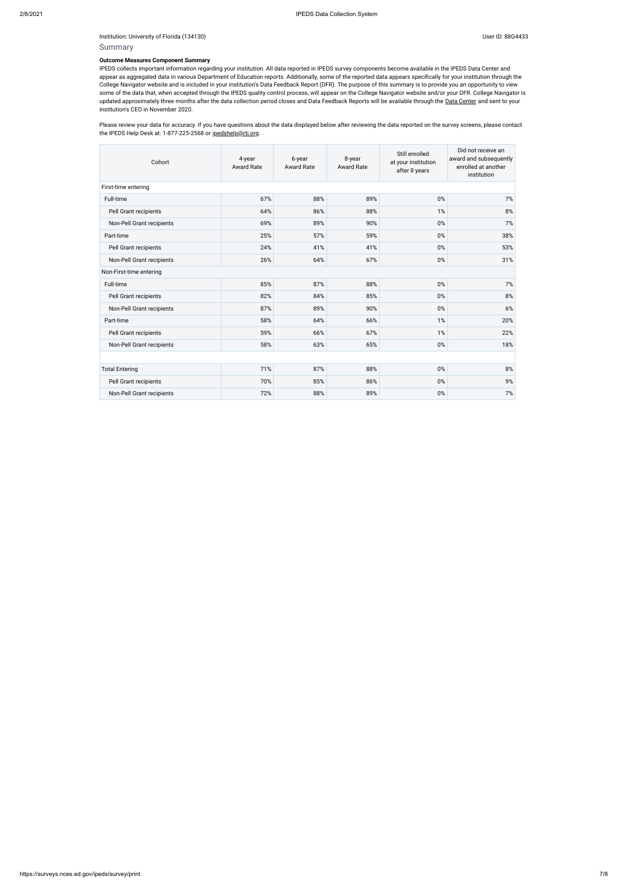Institution: University of Florida (134130)

User ID: 88G4433

## Summary

**Outcome Measures Component Summary**

IPEDS collects important information regarding your institution. All data reported in IPEDS survey components become available in the IPEDS Data Center and appear as aggregated data in various Department of Education reports. Additionally, some of the reported data appears specifically for your institution through the College Navigator website and is included in your institution's Data Feedback Report (DFR). The purpose of this summary is to provide you an opportunity to view some of the data that, when accepted through the IPEDS quality control process, will appear on the College Navigator website and/or your DFR. College Navigator is updated approximately three months after the data collection period closes and Data Feedback Reports will be available through the Data Center and sent to your institution's CEO in November 2020.

Please review your data for accuracy. If you have questions about the data displayed below after reviewing the data reported on the survey screens, please contact the IPEDS Help Desk at: 1-877-225-2568 or ipedshelp@rti.org.

| Cohort | 4-year Award Rate | 6-year Award Rate | 8-year Award Rate | Still enrolled at your institution after 8 years | Did not receive an award and subsequently enrolled at another institution |
|---|---|---|---|---|---|
| First-time entering | | | | | |
| Full-time | 67% | 88% | 89% | 0% | 7% |
| Pell Grant recipients | 64% | 86% | 88% | 1% | 8% |
| Non-Pell Grant recipients | 69% | 89% | 90% | 0% | 7% |
| Part-time | 25% | 57% | 59% | 0% | 38% |
| Pell Grant recipients | 24% | 41% | 41% | 0% | 53% |
| Non-Pell Grant recipients | 26% | 64% | 67% | 0% | 31% |
| Non-First-time entering | | | | | |
| Full-time | 85% | 87% | 88% | 0% | 7% |
| Pell Grant recipients | 82% | 84% | 85% | 0% | 8% |
| Non-Pell Grant recipients | 87% | 89% | 90% | 0% | 6% |
| Part-time | 58% | 64% | 66% | 1% | 20% |
| Pell Grant recipients | 59% | 66% | 67% | 1% | 22% |
| Non-Pell Grant recipients | 58% | 63% | 65% | 0% | 18% |
| | | | | | |
| Total Entering | 71% | 87% | 88% | 0% | 8% |
| Pell Grant recipients | 70% | 85% | 86% | 0% | 9% |
| Non-Pell Grant recipients | 72% | 88% | 89% | 0% | 7% |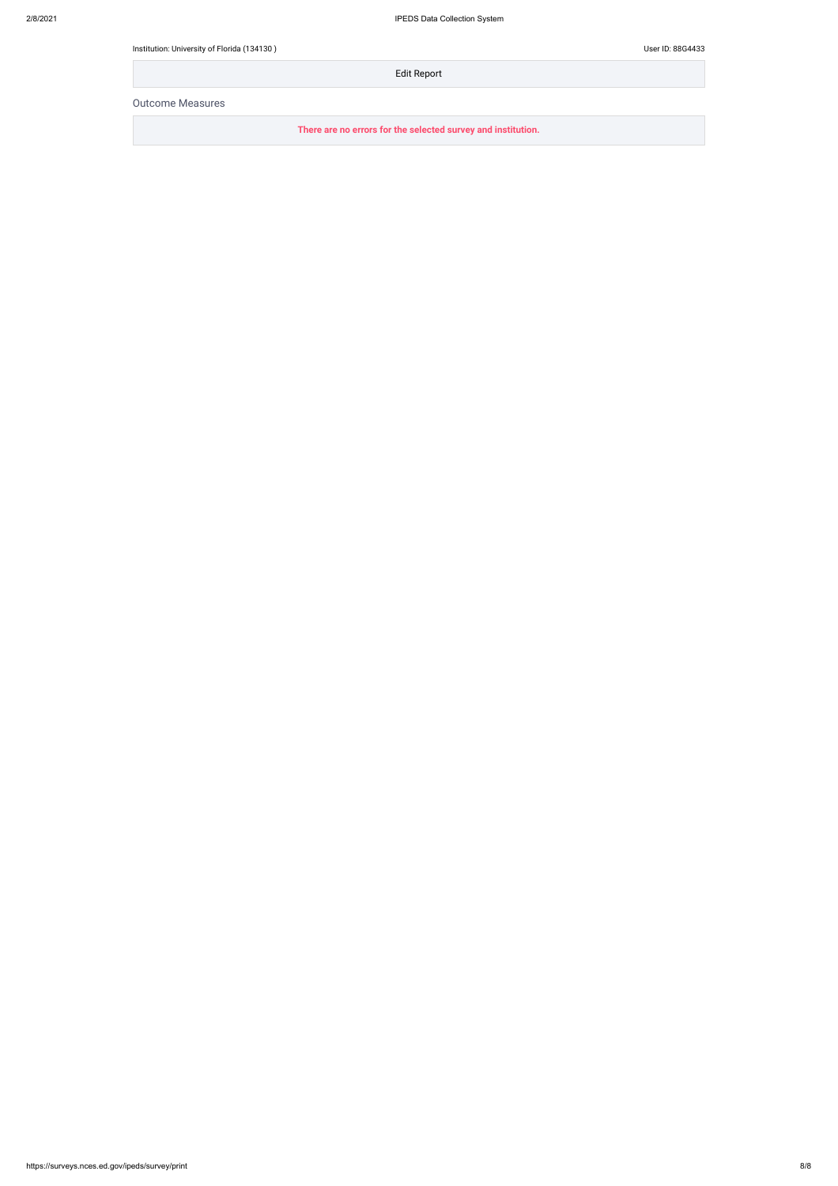Institution: University of Florida (134130 )

User ID: 88G4433

Edit Report

Outcome Measures

**There are no errors for the selected survey and institution.**